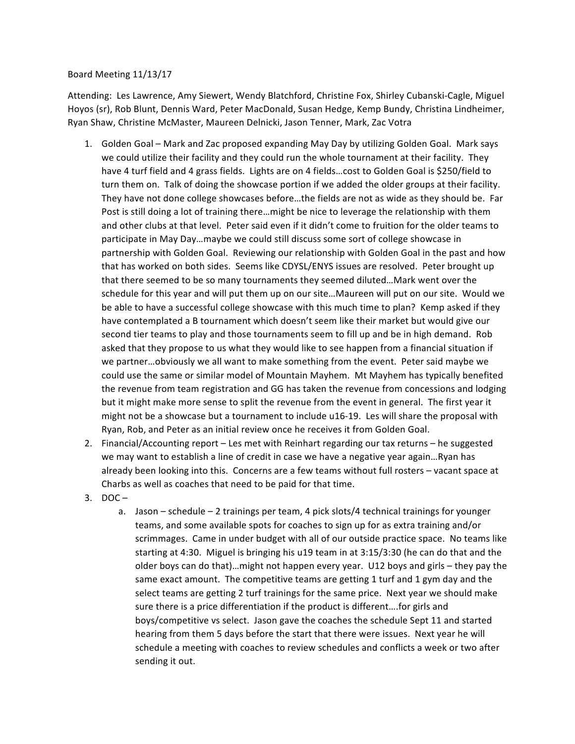Board Meeting 11/13/17

Attending: Les Lawrence, Amy Siewert, Wendy Blatchford, Christine Fox, Shirley Cubanski-Cagle, Miguel Hoyos (sr), Rob Blunt, Dennis Ward, Peter MacDonald, Susan Hedge, Kemp Bundy, Christina Lindheimer, Ryan Shaw, Christine McMaster, Maureen Delnicki, Jason Tenner, Mark, Zac Votra

1. Golden Goal – Mark and Zac proposed expanding May Day by utilizing Golden Goal. Mark says we could utilize their facility and they could run the whole tournament at their facility. They have 4 turf field and 4 grass fields. Lights are on 4 fields…cost to Golden Goal is $250/field to turn them on. Talk of doing the showcase portion if we added the older groups at their facility. They have not done college showcases before…the fields are not as wide as they should be. Far Post is still doing a lot of training there…might be nice to leverage the relationship with them and other clubs at that level. Peter said even if it didn't come to fruition for the older teams to participate in May Day…maybe we could still discuss some sort of college showcase in partnership with Golden Goal. Reviewing our relationship with Golden Goal in the past and how that has worked on both sides. Seems like CDYSL/ENYS issues are resolved. Peter brought up that there seemed to be so many tournaments they seemed diluted…Mark went over the schedule for this year and will put them up on our site…Maureen will put on our site. Would we be able to have a successful college showcase with this much time to plan? Kemp asked if they have contemplated a B tournament which doesn't seem like their market but would give our second tier teams to play and those tournaments seem to fill up and be in high demand. Rob asked that they propose to us what they would like to see happen from a financial situation if we partner…obviously we all want to make something from the event. Peter said maybe we could use the same or similar model of Mountain Mayhem. Mt Mayhem has typically benefited the revenue from team registration and GG has taken the revenue from concessions and lodging but it might make more sense to split the revenue from the event in general. The first year it might not be a showcase but a tournament to include u16-19. Les will share the proposal with Ryan, Rob, and Peter as an initial review once he receives it from Golden Goal.
2. Financial/Accounting report – Les met with Reinhart regarding our tax returns – he suggested we may want to establish a line of credit in case we have a negative year again…Ryan has already been looking into this. Concerns are a few teams without full rosters – vacant space at Charbs as well as coaches that need to be paid for that time.
3. DOC –
   a. Jason – schedule – 2 trainings per team, 4 pick slots/4 technical trainings for younger teams, and some available spots for coaches to sign up for as extra training and/or scrimmages. Came in under budget with all of our outside practice space. No teams like starting at 4:30. Miguel is bringing his u19 team in at 3:15/3:30 (he can do that and the older boys can do that)…might not happen every year. U12 boys and girls – they pay the same exact amount. The competitive teams are getting 1 turf and 1 gym day and the select teams are getting 2 turf trainings for the same price. Next year we should make sure there is a price differentiation if the product is different….for girls and boys/competitive vs select. Jason gave the coaches the schedule Sept 11 and started hearing from them 5 days before the start that there were issues. Next year he will schedule a meeting with coaches to review schedules and conflicts a week or two after sending it out.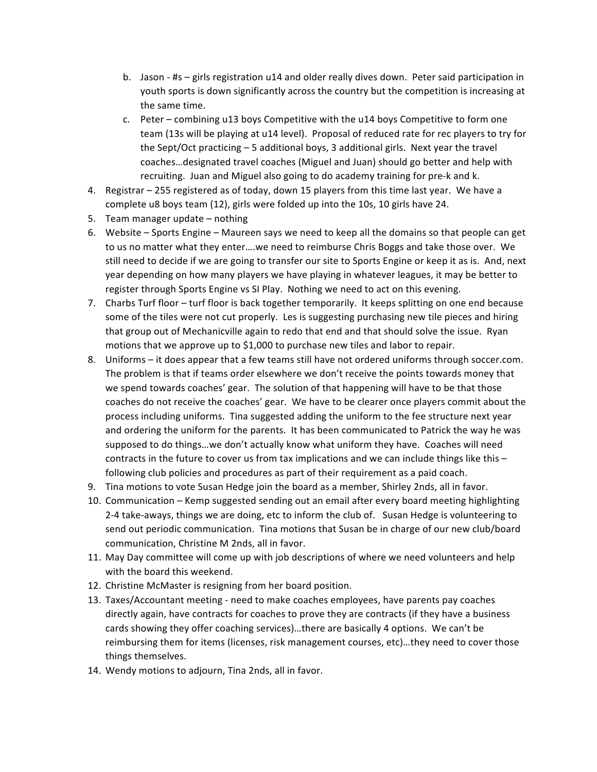b. Jason - #s – girls registration u14 and older really dives down. Peter said participation in youth sports is down significantly across the country but the competition is increasing at the same time.
   c. Peter – combining u13 boys Competitive with the u14 boys Competitive to form one team (13s will be playing at u14 level). Proposal of reduced rate for rec players to try for the Sept/Oct practicing – 5 additional boys, 3 additional girls. Next year the travel coaches…designated travel coaches (Miguel and Juan) should go better and help with recruiting. Juan and Miguel also going to do academy training for pre-k and k.
4. Registrar – 255 registered as of today, down 15 players from this time last year. We have a complete u8 boys team (12), girls were folded up into the 10s, 10 girls have 24.
5. Team manager update – nothing
6. Website – Sports Engine – Maureen says we need to keep all the domains so that people can get to us no matter what they enter….we need to reimburse Chris Boggs and take those over. We still need to decide if we are going to transfer our site to Sports Engine or keep it as is. And, next year depending on how many players we have playing in whatever leagues, it may be better to register through Sports Engine vs SI Play. Nothing we need to act on this evening.
7. Charbs Turf floor – turf floor is back together temporarily. It keeps splitting on one end because some of the tiles were not cut properly. Les is suggesting purchasing new tile pieces and hiring that group out of Mechanicville again to redo that end and that should solve the issue. Ryan motions that we approve up to $1,000 to purchase new tiles and labor to repair.
8. Uniforms – it does appear that a few teams still have not ordered uniforms through soccer.com. The problem is that if teams order elsewhere we don't receive the points towards money that we spend towards coaches' gear. The solution of that happening will have to be that those coaches do not receive the coaches' gear. We have to be clearer once players commit about the process including uniforms. Tina suggested adding the uniform to the fee structure next year and ordering the uniform for the parents. It has been communicated to Patrick the way he was supposed to do things…we don't actually know what uniform they have. Coaches will need contracts in the future to cover us from tax implications and we can include things like this – following club policies and procedures as part of their requirement as a paid coach.
9. Tina motions to vote Susan Hedge join the board as a member, Shirley 2nds, all in favor.
10. Communication – Kemp suggested sending out an email after every board meeting highlighting 2-4 take-aways, things we are doing, etc to inform the club of. Susan Hedge is volunteering to send out periodic communication. Tina motions that Susan be in charge of our new club/board communication, Christine M 2nds, all in favor.
11. May Day committee will come up with job descriptions of where we need volunteers and help with the board this weekend.
12. Christine McMaster is resigning from her board position.
13. Taxes/Accountant meeting - need to make coaches employees, have parents pay coaches directly again, have contracts for coaches to prove they are contracts (if they have a business cards showing they offer coaching services)…there are basically 4 options. We can't be reimbursing them for items (licenses, risk management courses, etc)…they need to cover those things themselves.
14. Wendy motions to adjourn, Tina 2nds, all in favor.